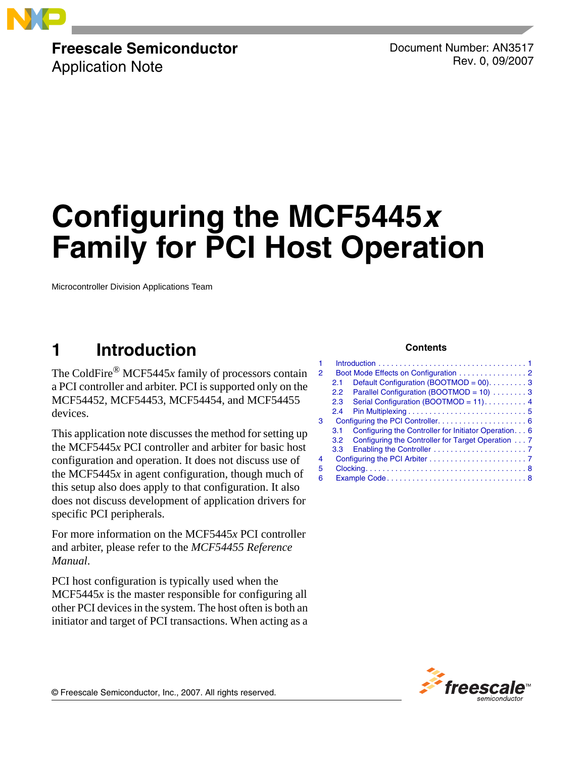**Freescale Semiconductor**
Application Note

Document Number: AN3517
Rev. 0, 09/2007

# Configuring the MCF5445*x* Family for PCI Host Operation

Microcontroller Division Applications Team

## 1 Introduction

The ColdFire® MCF5445*x* family of processors contain a PCI controller and arbiter. PCI is supported only on the MCF54452, MCF54453, MCF54454, and MCF54455 devices.

This application note discusses the method for setting up the MCF5445*x* PCI controller and arbiter for basic host configuration and operation. It does not discuss use of the MCF5445*x* in agent configuration, though much of this setup also does apply to that configuration. It also does not discuss development of application drivers for specific PCI peripherals.

For more information on the MCF5445*x* PCI controller and arbiter, please refer to the *MCF54455 Reference Manual*.

PCI host configuration is typically used when the MCF5445*x* is the master responsible for configuring all other PCI devices in the system. The host often is both an initiator and target of PCI transactions. When acting as a

**Contents**

1 Introduction . . . . . . . . . . . . . . . . . . . . . . . . . . . . . . . . . . . 1
2 Boot Mode Effects on Configuration . . . . . . . . . . . . . . . . 2
  2.1 Default Configuration (BOOTMOD = 00). . . . . . . . . 3
  2.2 Parallel Configuration (BOOTMOD = 10) . . . . . . . . 3
  2.3 Serial Configuration (BOOTMOD = 11). . . . . . . . . . 4
  2.4 Pin Multiplexing . . . . . . . . . . . . . . . . . . . . . . . . . . . 5
3 Configuring the PCI Controller. . . . . . . . . . . . . . . . . . . . . 6
  3.1 Configuring the Controller for Initiator Operation. . . 6
  3.2 Configuring the Controller for Target Operation . . . 7
  3.3 Enabling the Controller . . . . . . . . . . . . . . . . . . . . . . 7
4 Configuring the PCI Arbiter . . . . . . . . . . . . . . . . . . . . . . . 7
5 Clocking. . . . . . . . . . . . . . . . . . . . . . . . . . . . . . . . . . . . . . 8
6 Example Code . . . . . . . . . . . . . . . . . . . . . . . . . . . . . . . . . 8

© Freescale Semiconductor, Inc., 2007. All rights reserved.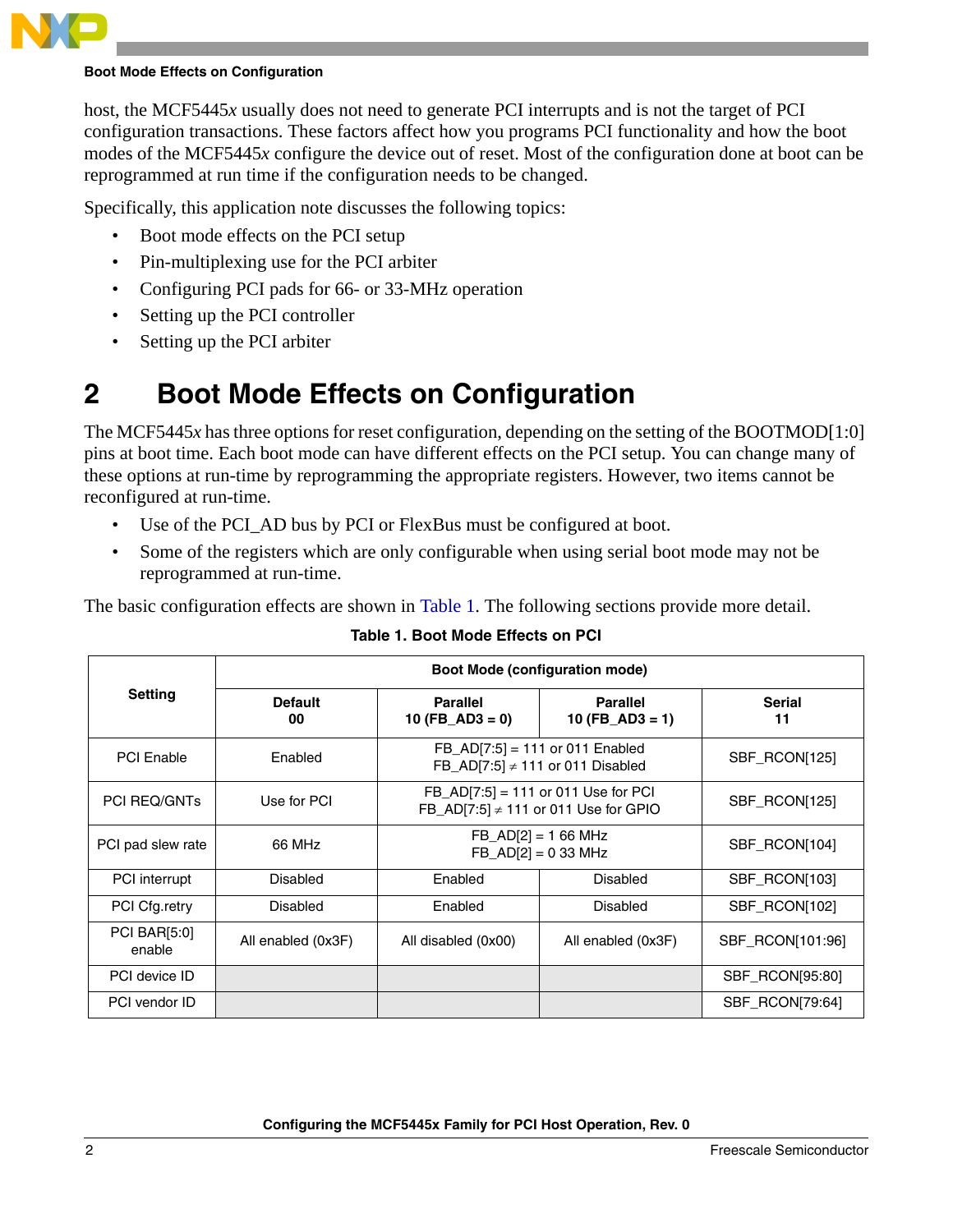host, the MCF5445*x* usually does not need to generate PCI interrupts and is not the target of PCI configuration transactions. These factors affect how you programs PCI functionality and how the boot modes of the MCF5445*x* configure the device out of reset. Most of the configuration done at boot can be reprogrammed at run time if the configuration needs to be changed.

Specifically, this application note discusses the following topics:

- Boot mode effects on the PCI setup
- Pin-multiplexing use for the PCI arbiter
- Configuring PCI pads for 66- or 33-MHz operation
- Setting up the PCI controller
- Setting up the PCI arbiter

# 2 Boot Mode Effects on Configuration

The MCF5445*x* has three options for reset configuration, depending on the setting of the BOOTMOD[1:0] pins at boot time. Each boot mode can have different effects on the PCI setup. You can change many of these options at run-time by reprogramming the appropriate registers. However, two items cannot be reconfigured at run-time.

- Use of the PCI_AD bus by PCI or FlexBus must be configured at boot.
- Some of the registers which are only configurable when using serial boot mode may not be reprogrammed at run-time.

The basic configuration effects are shown in Table 1. The following sections provide more detail.

**Table 1. Boot Mode Effects on PCI**

| Setting | Boot Mode (configuration mode) | | | |
|---|---|---|---|---|
| | **Default 00** | **Parallel 10 (FB_AD3 = 0)** | **Parallel 10 (FB_AD3 = 1)** | **Serial 11** |
| PCI Enable | Enabled | FB_AD[7:5] = 111 or 011 Enabled<br>FB_AD[7:5] ≠ 111 or 011 Disabled | | SBF_RCON[125] |
| PCI REQ/GNTs | Use for PCI | FB_AD[7:5] = 111 or 011 Use for PCI<br>FB_AD[7:5] ≠ 111 or 011 Use for GPIO | | SBF_RCON[125] |
| PCI pad slew rate | 66 MHz | FB_AD[2] = 1 66 MHz<br>FB_AD[2] = 0 33 MHz | | SBF_RCON[104] |
| PCI interrupt | Disabled | Enabled | Disabled | SBF_RCON[103] |
| PCI Cfg.retry | Disabled | Enabled | Disabled | SBF_RCON[102] |
| PCI BAR[5:0] enable | All enabled (0x3F) | All disabled (0x00) | All enabled (0x3F) | SBF_RCON[101:96] |
| PCI device ID | | | | SBF_RCON[95:80] |
| PCI vendor ID | | | | SBF_RCON[79:64] |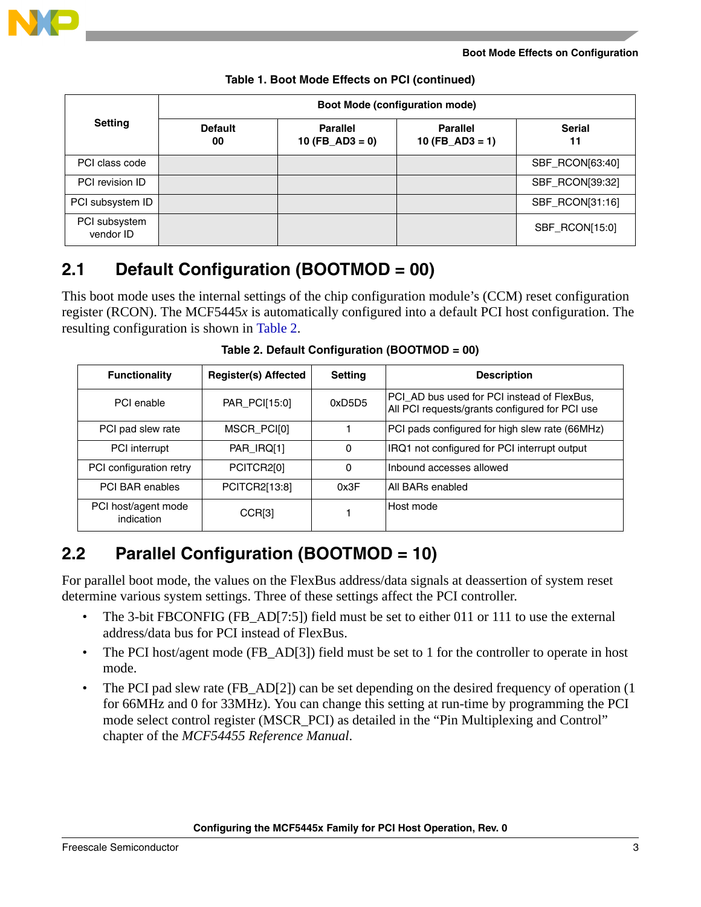Table 1. Boot Mode Effects on PCI (continued)

| Setting | Boot Mode (configuration mode) | | | |
|---|---|---|---|---|
| | Default 00 | Parallel 10 (FB_AD3 = 0) | Parallel 10 (FB_AD3 = 1) | Serial 11 |
| PCI class code | | | | SBF_RCON[63:40] |
| PCI revision ID | | | | SBF_RCON[39:32] |
| PCI subsystem ID | | | | SBF_RCON[31:16] |
| PCI subsystem vendor ID | | | | SBF_RCON[15:0] |

## 2.1 Default Configuration (BOOTMOD = 00)

This boot mode uses the internal settings of the chip configuration module's (CCM) reset configuration register (RCON). The MCF5445*x* is automatically configured into a default PCI host configuration. The resulting configuration is shown in Table 2.

Table 2. Default Configuration (BOOTMOD = 00)

| Functionality | Register(s) Affected | Setting | Description |
|---|---|---|---|
| PCI enable | PAR_PCI[15:0] | 0xD5D5 | PCI_AD bus used for PCI instead of FlexBus, All PCI requests/grants configured for PCI use |
| PCI pad slew rate | MSCR_PCI[0] | 1 | PCI pads configured for high slew rate (66MHz) |
| PCI interrupt | PAR_IRQ[1] | 0 | IRQ1 not configured for PCI interrupt output |
| PCI configuration retry | PCITCR2[0] | 0 | Inbound accesses allowed |
| PCI BAR enables | PCITCR2[13:8] | 0x3F | All BARs enabled |
| PCI host/agent mode indication | CCR[3] | 1 | Host mode |

## 2.2 Parallel Configuration (BOOTMOD = 10)

For parallel boot mode, the values on the FlexBus address/data signals at deassertion of system reset determine various system settings. Three of these settings affect the PCI controller.

- The 3-bit FBCONFIG (FB_AD[7:5]) field must be set to either 011 or 111 to use the external address/data bus for PCI instead of FlexBus.
- The PCI host/agent mode (FB_AD[3]) field must be set to 1 for the controller to operate in host mode.
- The PCI pad slew rate (FB_AD[2]) can be set depending on the desired frequency of operation (1 for 66MHz and 0 for 33MHz). You can change this setting at run-time by programming the PCI mode select control register (MSCR_PCI) as detailed in the "Pin Multiplexing and Control" chapter of the *MCF54455 Reference Manual*.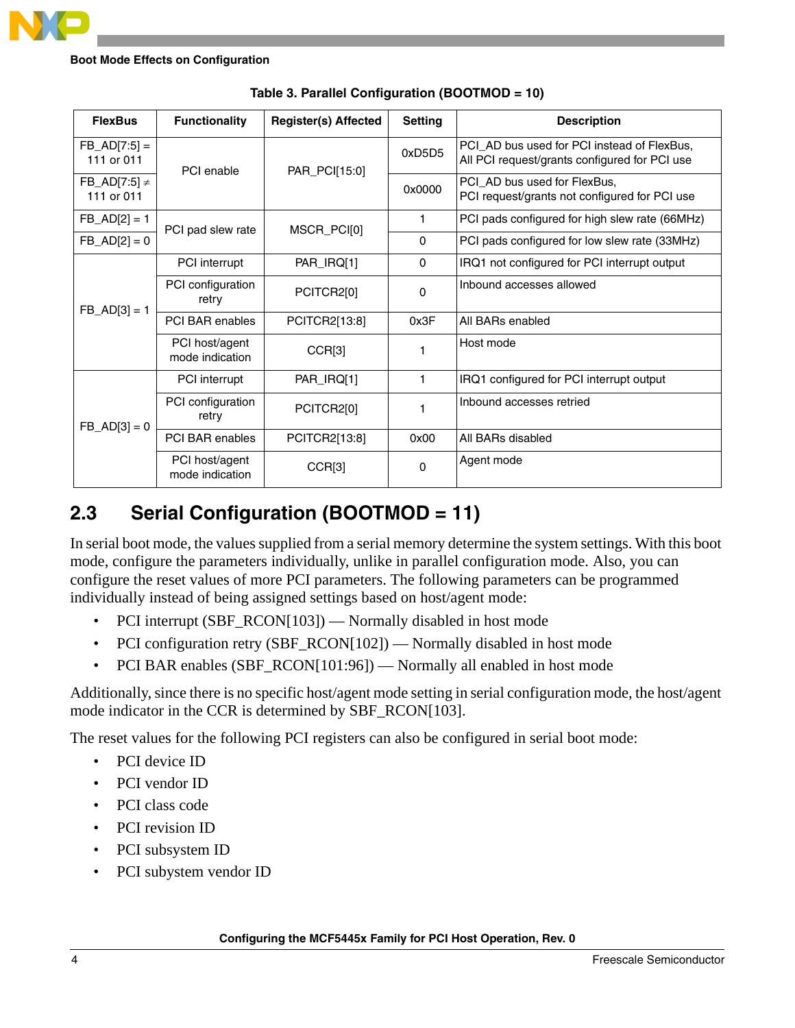**Table 3. Parallel Configuration (BOOTMOD = 10)**

| FlexBus | Functionality | Register(s) Affected | Setting | Description |
|---|---|---|---|---|
| FB_AD[7:5] = 111 or 011 | PCI enable | PAR_PCI[15:0] | 0xD5D5 | PCI_AD bus used for PCI instead of FlexBus, All PCI request/grants configured for PCI use |
| FB_AD[7:5] ≠ 111 or 011 | | | 0x0000 | PCI_AD bus used for FlexBus, PCI request/grants not configured for PCI use |
| FB_AD[2] = 1 | PCI pad slew rate | MSCR_PCI[0] | 1 | PCI pads configured for high slew rate (66MHz) |
| FB_AD[2] = 0 | | | 0 | PCI pads configured for low slew rate (33MHz) |
| FB_AD[3] = 1 | PCI interrupt | PAR_IRQ[1] | 0 | IRQ1 not configured for PCI interrupt output |
| | PCI configuration retry | PCITCR2[0] | 0 | Inbound accesses allowed |
| | PCI BAR enables | PCITCR2[13:8] | 0x3F | All BARs enabled |
| | PCI host/agent mode indication | CCR[3] | 1 | Host mode |
| FB_AD[3] = 0 | PCI interrupt | PAR_IRQ[1] | 1 | IRQ1 configured for PCI interrupt output |
| | PCI configuration retry | PCITCR2[0] | 1 | Inbound accesses retried |
| | PCI BAR enables | PCITCR2[13:8] | 0x00 | All BARs disabled |
| | PCI host/agent mode indication | CCR[3] | 0 | Agent mode |

## 2.3 Serial Configuration (BOOTMOD = 11)

In serial boot mode, the values supplied from a serial memory determine the system settings. With this boot mode, configure the parameters individually, unlike in parallel configuration mode. Also, you can configure the reset values of more PCI parameters. The following parameters can be programmed individually instead of being assigned settings based on host/agent mode:

- PCI interrupt (SBF_RCON[103]) — Normally disabled in host mode
- PCI configuration retry (SBF_RCON[102]) — Normally disabled in host mode
- PCI BAR enables (SBF_RCON[101:96]) — Normally all enabled in host mode

Additionally, since there is no specific host/agent mode setting in serial configuration mode, the host/agent mode indicator in the CCR is determined by SBF_RCON[103].

The reset values for the following PCI registers can also be configured in serial boot mode:

- PCI device ID
- PCI vendor ID
- PCI class code
- PCI revision ID
- PCI subsystem ID
- PCI subystem vendor ID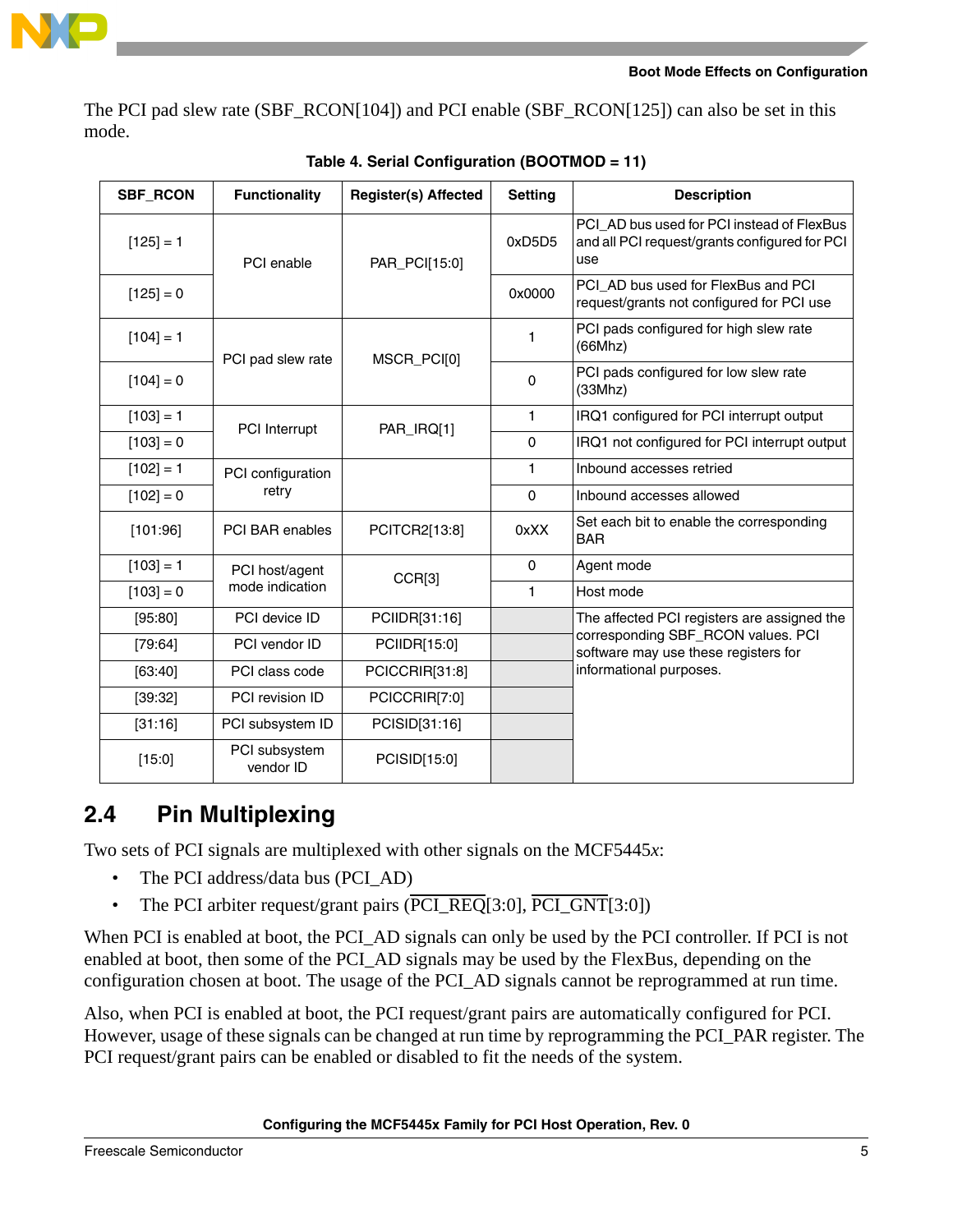The PCI pad slew rate (SBF_RCON[104]) and PCI enable (SBF_RCON[125]) can also be set in this mode.

**Table 4. Serial Configuration (BOOTMOD = 11)**

| SBF_RCON | Functionality | Register(s) Affected | Setting | Description |
|---|---|---|---|---|
| [125] = 1 | PCI enable | PAR_PCI[15:0] | 0xD5D5 | PCI_AD bus used for PCI instead of FlexBus and all PCI request/grants configured for PCI use |
| [125] = 0 | | | 0x0000 | PCI_AD bus used for FlexBus and PCI request/grants not configured for PCI use |
| [104] = 1 | PCI pad slew rate | MSCR_PCI[0] | 1 | PCI pads configured for high slew rate (66Mhz) |
| [104] = 0 | | | 0 | PCI pads configured for low slew rate (33Mhz) |
| [103] = 1 | PCI Interrupt | PAR_IRQ[1] | 1 | IRQ1 configured for PCI interrupt output |
| [103] = 0 | | | 0 | IRQ1 not configured for PCI interrupt output |
| [102] = 1 | PCI configuration retry | | 1 | Inbound accesses retried |
| [102] = 0 | | | 0 | Inbound accesses allowed |
| [101:96] | PCI BAR enables | PCITCR2[13:8] | 0xXX | Set each bit to enable the corresponding BAR |
| [103] = 1 | PCI host/agent mode indication | CCR[3] | 0 | Agent mode |
| [103] = 0 | | | 1 | Host mode |
| [95:80] | PCI device ID | PCIIDR[31:16] | | The affected PCI registers are assigned the corresponding SBF_RCON values. PCI software may use these registers for informational purposes. |
| [79:64] | PCI vendor ID | PCIIDR[15:0] | | |
| [63:40] | PCI class code | PCICCRIR[31:8] | | |
| [39:32] | PCI revision ID | PCICCRIR[7:0] | | |
| [31:16] | PCI subsystem ID | PCISID[31:16] | | |
| [15:0] | PCI subsystem vendor ID | PCISID[15:0] | | |

## 2.4 Pin Multiplexing

Two sets of PCI signals are multiplexed with other signals on the MCF5445*x*:

- The PCI address/data bus (PCI_AD)
- The PCI arbiter request/grant pairs ($\overline{\text{PCI\_REQ}}$[3:0], $\overline{\text{PCI\_GNT}}$[3:0])

When PCI is enabled at boot, the PCI_AD signals can only be used by the PCI controller. If PCI is not enabled at boot, then some of the PCI_AD signals may be used by the FlexBus, depending on the configuration chosen at boot. The usage of the PCI_AD signals cannot be reprogrammed at run time.

Also, when PCI is enabled at boot, the PCI request/grant pairs are automatically configured for PCI. However, usage of these signals can be changed at run time by reprogramming the PCI_PAR register. The PCI request/grant pairs can be enabled or disabled to fit the needs of the system.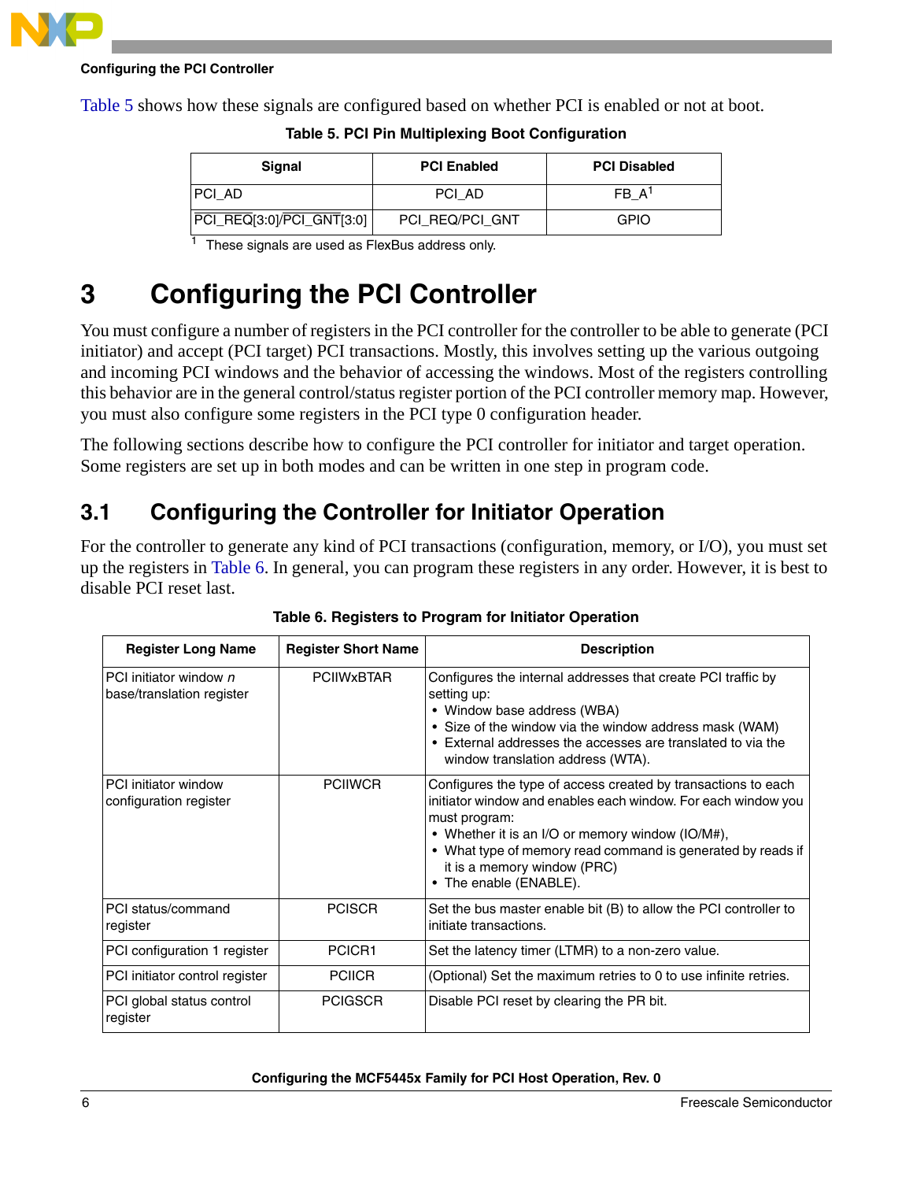Table 5 shows how these signals are configured based on whether PCI is enabled or not at boot.

**Table 5. PCI Pin Multiplexing Boot Configuration**

| Signal | PCI Enabled | PCI Disabled |
|---|---|---|
| PCI_AD | PCI_AD | FB_A[1] |
| PCI_REQ[3:0]/PCI_GNT[3:0] | PCI_REQ/PCI_GNT | GPIO |

[1] These signals are used as FlexBus address only.

# 3 Configuring the PCI Controller

You must configure a number of registers in the PCI controller for the controller to be able to generate (PCI initiator) and accept (PCI target) PCI transactions. Mostly, this involves setting up the various outgoing and incoming PCI windows and the behavior of accessing the windows. Most of the registers controlling this behavior are in the general control/status register portion of the PCI controller memory map. However, you must also configure some registers in the PCI type 0 configuration header.

The following sections describe how to configure the PCI controller for initiator and target operation. Some registers are set up in both modes and can be written in one step in program code.

## 3.1 Configuring the Controller for Initiator Operation

For the controller to generate any kind of PCI transactions (configuration, memory, or I/O), you must set up the registers in Table 6. In general, you can program these registers in any order. However, it is best to disable PCI reset last.

**Table 6. Registers to Program for Initiator Operation**

| Register Long Name | Register Short Name | Description |
|---|---|---|
| PCI initiator window *n* base/translation register | PCIIWxBTAR | Configures the internal addresses that create PCI traffic by setting up:<br>• Window base address (WBA)<br>• Size of the window via the window address mask (WAM)<br>• External addresses the accesses are translated to via the window translation address (WTA). |
| PCI initiator window configuration register | PCIIWCR | Configures the type of access created by transactions to each initiator window and enables each window. For each window you must program:<br>• Whether it is an I/O or memory window (IO/M#),<br>• What type of memory read command is generated by reads if it is a memory window (PRC)<br>• The enable (ENABLE). |
| PCI status/command register | PCISCR | Set the bus master enable bit (B) to allow the PCI controller to initiate transactions. |
| PCI configuration 1 register | PCICR1 | Set the latency timer (LTMR) to a non-zero value. |
| PCI initiator control register | PCIICR | (Optional) Set the maximum retries to 0 to use infinite retries. |
| PCI global status control register | PCIGSCR | Disable PCI reset by clearing the PR bit. |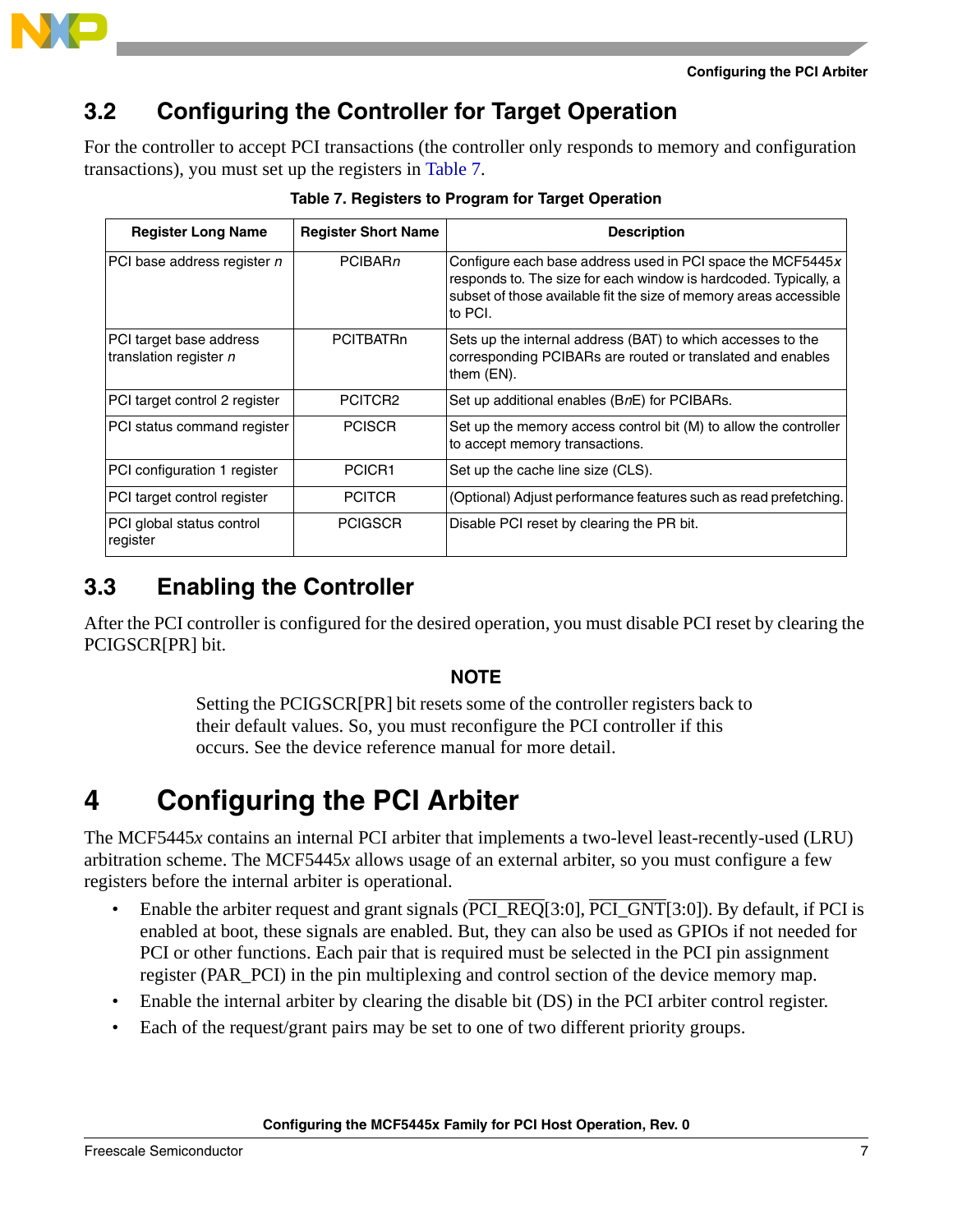## 3.2 Configuring the Controller for Target Operation

For the controller to accept PCI transactions (the controller only responds to memory and configuration transactions), you must set up the registers in Table 7.

**Table 7. Registers to Program for Target Operation**

| Register Long Name | Register Short Name | Description |
|---|---|---|
| PCI base address register *n* | PCIBAR*n* | Configure each base address used in PCI space the MCF5445*x* responds to. The size for each window is hardcoded. Typically, a subset of those available fit the size of memory areas accessible to PCI. |
| PCI target base address translation register *n* | PCITBATRn | Sets up the internal address (BAT) to which accesses to the corresponding PCIBARs are routed or translated and enables them (EN). |
| PCI target control 2 register | PCITCR2 | Set up additional enables (B*n*E) for PCIBARs. |
| PCI status command register | PCISCR | Set up the memory access control bit (M) to allow the controller to accept memory transactions. |
| PCI configuration 1 register | PCICR1 | Set up the cache line size (CLS). |
| PCI target control register | PCITCR | (Optional) Adjust performance features such as read prefetching. |
| PCI global status control register | PCIGSCR | Disable PCI reset by clearing the PR bit. |

## 3.3 Enabling the Controller

After the PCI controller is configured for the desired operation, you must disable PCI reset by clearing the PCIGSCR[PR] bit.

**NOTE**

Setting the PCIGSCR[PR] bit resets some of the controller registers back to their default values. So, you must reconfigure the PCI controller if this occurs. See the device reference manual for more detail.

# 4 Configuring the PCI Arbiter

The MCF5445*x* contains an internal PCI arbiter that implements a two-level least-recently-used (LRU) arbitration scheme. The MCF5445*x* allows usage of an external arbiter, so you must configure a few registers before the internal arbiter is operational.

- Enable the arbiter request and grant signals ($\overline{\text{PCI\_REQ}}$[3:0], $\overline{\text{PCI\_GNT}}$[3:0]). By default, if PCI is enabled at boot, these signals are enabled. But, they can also be used as GPIOs if not needed for PCI or other functions. Each pair that is required must be selected in the PCI pin assignment register (PAR_PCI) in the pin multiplexing and control section of the device memory map.
- Enable the internal arbiter by clearing the disable bit (DS) in the PCI arbiter control register.
- Each of the request/grant pairs may be set to one of two different priority groups.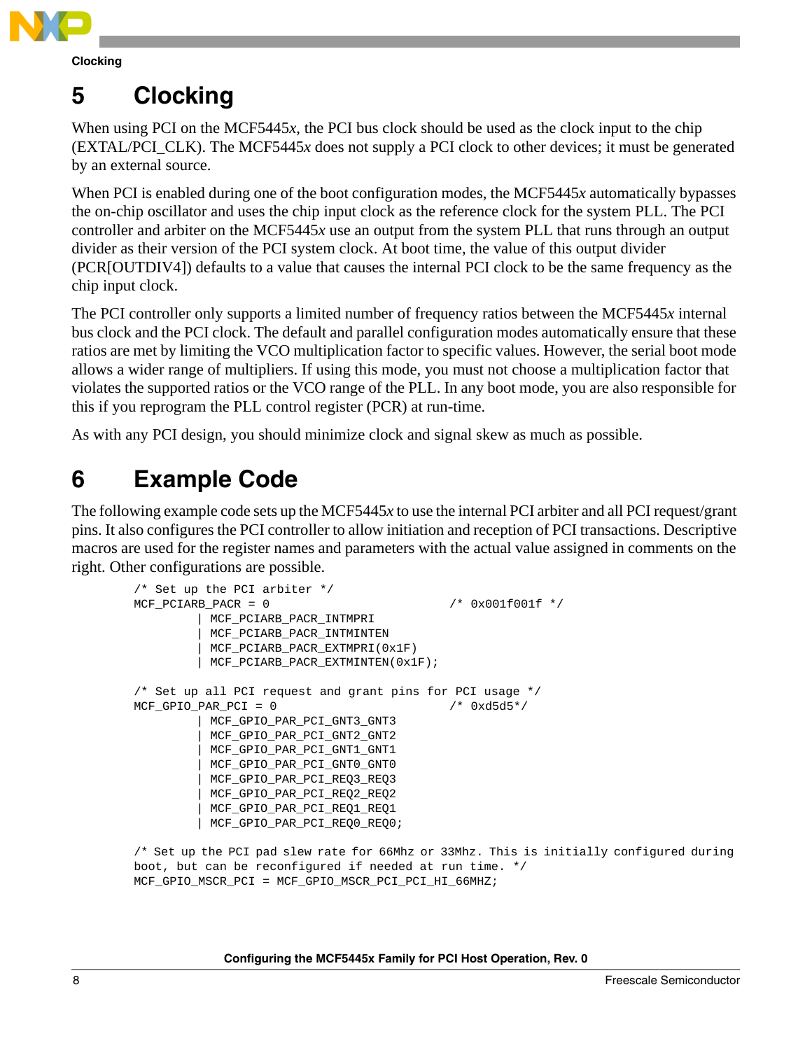# 5 Clocking

When using PCI on the MCF5445*x*, the PCI bus clock should be used as the clock input to the chip (EXTAL/PCI_CLK). The MCF5445*x* does not supply a PCI clock to other devices; it must be generated by an external source.

When PCI is enabled during one of the boot configuration modes, the MCF5445*x* automatically bypasses the on-chip oscillator and uses the chip input clock as the reference clock for the system PLL. The PCI controller and arbiter on the MCF5445*x* use an output from the system PLL that runs through an output divider as their version of the PCI system clock. At boot time, the value of this output divider (PCR[OUTDIV4]) defaults to a value that causes the internal PCI clock to be the same frequency as the chip input clock.

The PCI controller only supports a limited number of frequency ratios between the MCF5445*x* internal bus clock and the PCI clock. The default and parallel configuration modes automatically ensure that these ratios are met by limiting the VCO multiplication factor to specific values. However, the serial boot mode allows a wider range of multipliers. If using this mode, you must not choose a multiplication factor that violates the supported ratios or the VCO range of the PLL. In any boot mode, you are also responsible for this if you reprogram the PLL control register (PCR) at run-time.

As with any PCI design, you should minimize clock and signal skew as much as possible.

# 6 Example Code

The following example code sets up the MCF5445*x* to use the internal PCI arbiter and all PCI request/grant pins. It also configures the PCI controller to allow initiation and reception of PCI transactions. Descriptive macros are used for the register names and parameters with the actual value assigned in comments on the right. Other configurations are possible.

```
/* Set up the PCI arbiter */
MCF_PCIARB_PACR = 0                          /* 0x001f001f */
         | MCF_PCIARB_PACR_INTMPRI
         | MCF_PCIARB_PACR_INTMINTEN
         | MCF_PCIARB_PACR_EXTMPRI(0x1F)
         | MCF_PCIARB_PACR_EXTMINTEN(0x1F);

/* Set up all PCI request and grant pins for PCI usage */
MCF_GPIO_PAR_PCI = 0                         /* 0xd5d5*/
         | MCF_GPIO_PAR_PCI_GNT3_GNT3
         | MCF_GPIO_PAR_PCI_GNT2_GNT2
         | MCF_GPIO_PAR_PCI_GNT1_GNT1
         | MCF_GPIO_PAR_PCI_GNT0_GNT0
         | MCF_GPIO_PAR_PCI_REQ3_REQ3
         | MCF_GPIO_PAR_PCI_REQ2_REQ2
         | MCF_GPIO_PAR_PCI_REQ1_REQ1
         | MCF_GPIO_PAR_PCI_REQ0_REQ0;

/* Set up the PCI pad slew rate for 66Mhz or 33Mhz. This is initially configured during
boot, but can be reconfigured if needed at run time. */
MCF_GPIO_MSCR_PCI = MCF_GPIO_MSCR_PCI_PCI_HI_66MHZ;
```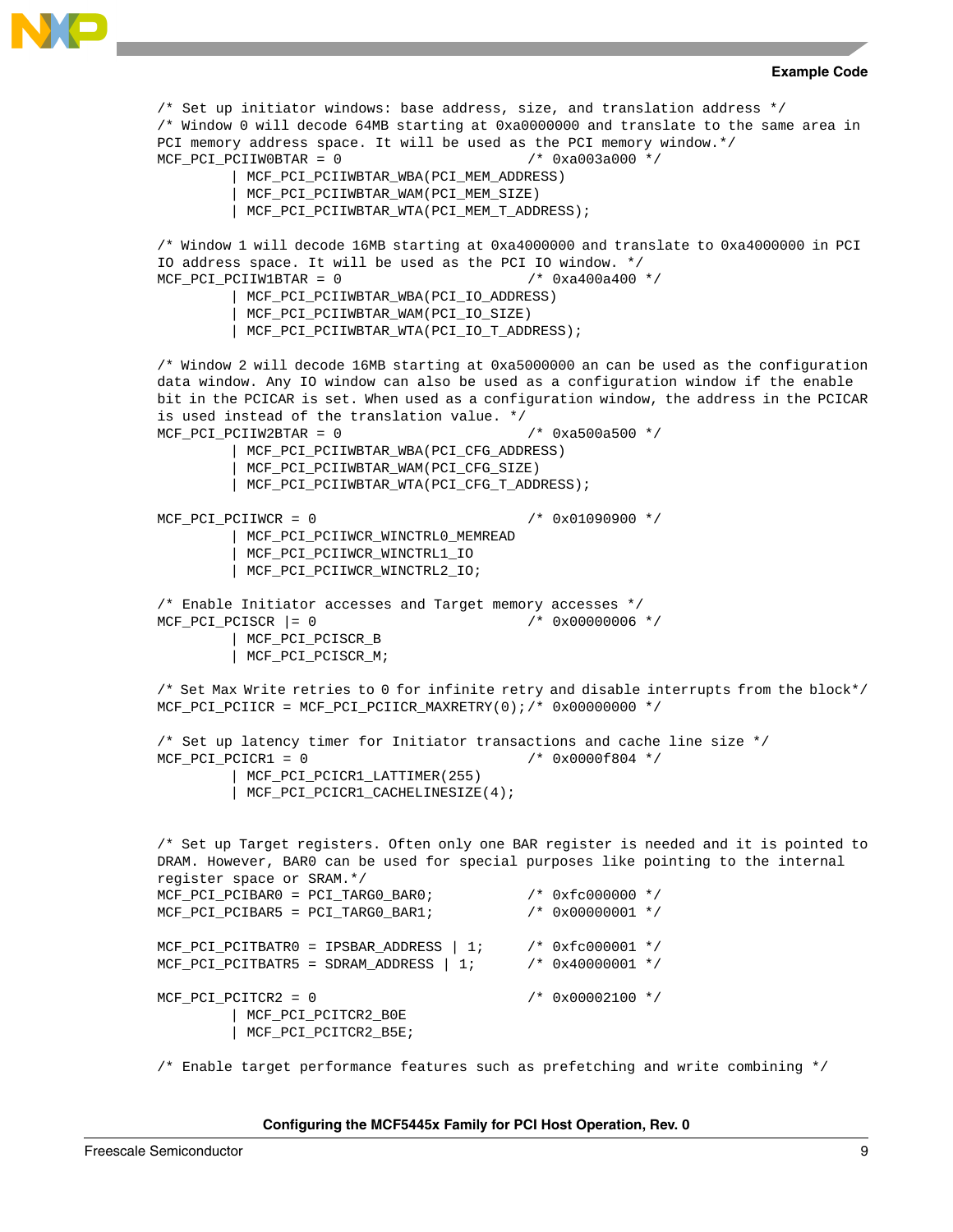```
/* Set up initiator windows: base address, size, and translation address */
/* Window 0 will decode 64MB starting at 0xa0000000 and translate to the same area in
PCI memory address space. It will be used as the PCI memory window.*/
MCF_PCI_PCIIW0BTAR = 0                          /* 0xa003a000 */
         | MCF_PCI_PCIIWBTAR_WBA(PCI_MEM_ADDRESS)
         | MCF_PCI_PCIIWBTAR_WAM(PCI_MEM_SIZE)
         | MCF_PCI_PCIIWBTAR_WTA(PCI_MEM_T_ADDRESS);

/* Window 1 will decode 16MB starting at 0xa4000000 and translate to 0xa4000000 in PCI
IO address space. It will be used as the PCI IO window. */
MCF_PCI_PCIIW1BTAR = 0                          /* 0xa400a400 */
         | MCF_PCI_PCIIWBTAR_WBA(PCI_IO_ADDRESS)
         | MCF_PCI_PCIIWBTAR_WAM(PCI_IO_SIZE)
         | MCF_PCI_PCIIWBTAR_WTA(PCI_IO_T_ADDRESS);

/* Window 2 will decode 16MB starting at 0xa5000000 an can be used as the configuration
data window. Any IO window can also be used as a configuration window if the enable
bit in the PCICAR is set. When used as a configuration window, the address in the PCICAR
is used instead of the translation value. */
MCF_PCI_PCIIW2BTAR = 0                          /* 0xa500a500 */
         | MCF_PCI_PCIIWBTAR_WBA(PCI_CFG_ADDRESS)
         | MCF_PCI_PCIIWBTAR_WAM(PCI_CFG_SIZE)
         | MCF_PCI_PCIIWBTAR_WTA(PCI_CFG_T_ADDRESS);

MCF_PCI_PCIIWCR = 0                             /* 0x01090900 */
         | MCF_PCI_PCIIWCR_WINCTRL0_MEMREAD
         | MCF_PCI_PCIIWCR_WINCTRL1_IO
         | MCF_PCI_PCIIWCR_WINCTRL2_IO;

/* Enable Initiator accesses and Target memory accesses */
MCF_PCI_PCISCR |= 0                             /* 0x00000006 */
         | MCF_PCI_PCISCR_B
         | MCF_PCI_PCISCR_M;

/* Set Max Write retries to 0 for infinite retry and disable interrupts from the block*/
MCF_PCI_PCIICR = MCF_PCI_PCIICR_MAXRETRY(0);/* 0x00000000 */

/* Set up latency timer for Initiator transactions and cache line size */
MCF_PCI_PCICR1 = 0                              /* 0x0000f804 */
         | MCF_PCI_PCICR1_LATTIMER(255)
         | MCF_PCI_PCICR1_CACHELINESIZE(4);


/* Set up Target registers. Often only one BAR register is needed and it is pointed to
DRAM. However, BAR0 can be used for special purposes like pointing to the internal
register space or SRAM.*/
MCF_PCI_PCIBAR0 = PCI_TARG0_BAR0;               /* 0xfc000000 */
MCF_PCI_PCIBAR5 = PCI_TARG0_BAR1;               /* 0x00000001 */

MCF_PCI_PCITBATR0 = IPSBAR_ADDRESS | 1;         /* 0xfc000001 */
MCF_PCI_PCITBATR5 = SDRAM_ADDRESS | 1;          /* 0x40000001 */

MCF_PCI_PCITCR2 = 0                             /* 0x00002100 */
         | MCF_PCI_PCITCR2_B0E
         | MCF_PCI_PCITCR2_B5E;

/* Enable target performance features such as prefetching and write combining */
```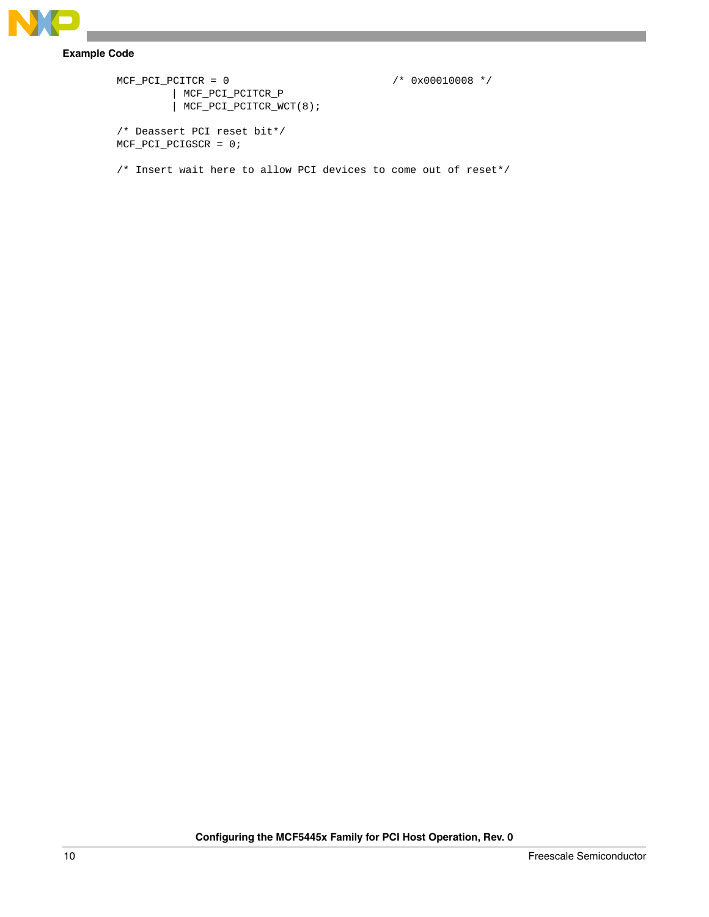```
MCF_PCI_PCITCR = 0                          /* 0x00010008 */
        | MCF_PCI_PCITCR_P
        | MCF_PCI_PCITCR_WCT(8);

/* Deassert PCI reset bit*/
MCF_PCI_PCIGSCR = 0;

/* Insert wait here to allow PCI devices to come out of reset*/
```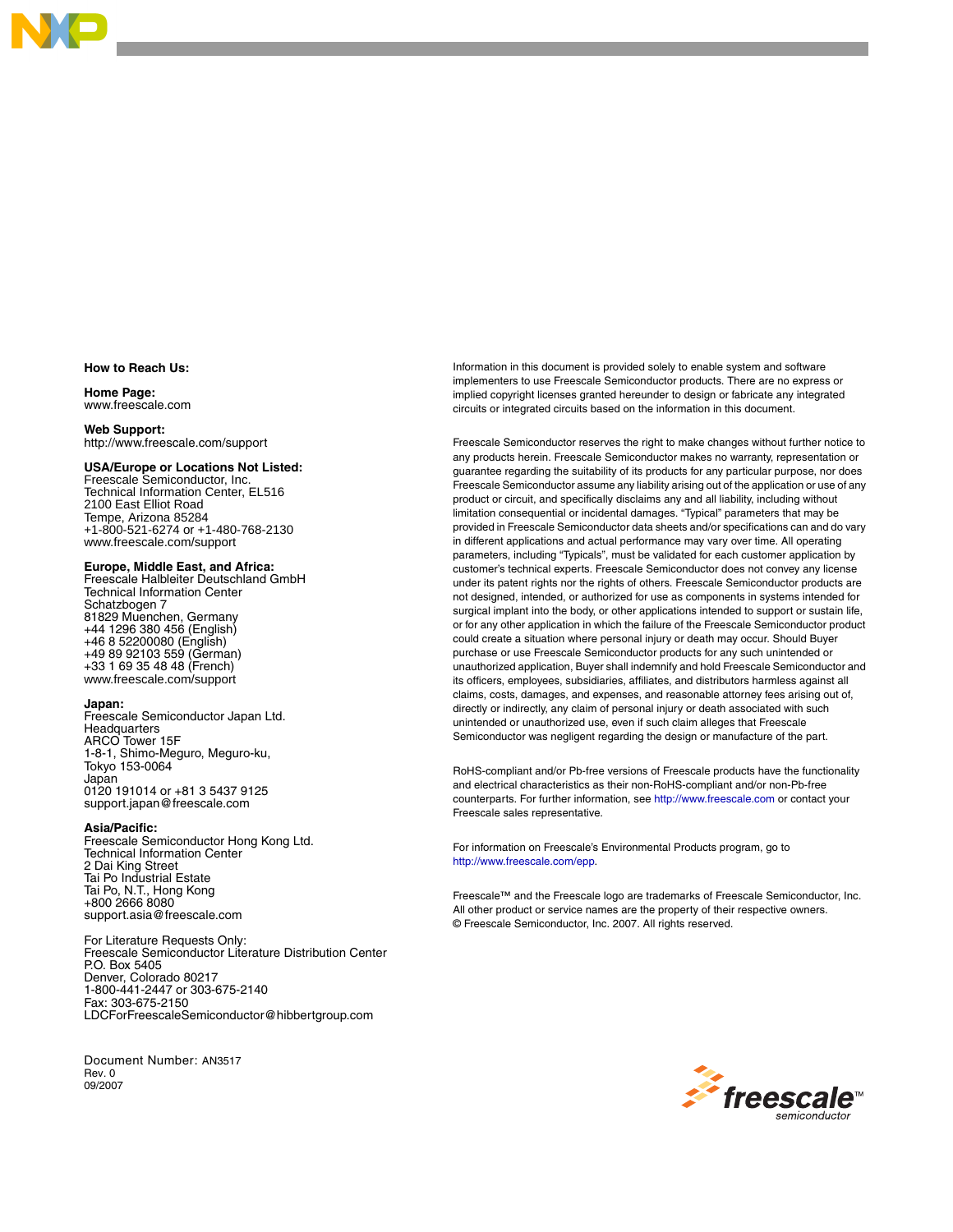**How to Reach Us:**

**Home Page:**
www.freescale.com

**Web Support:**
http://www.freescale.com/support

**USA/Europe or Locations Not Listed:**
Freescale Semiconductor, Inc.
Technical Information Center, EL516
2100 East Elliot Road
Tempe, Arizona 85284
+1-800-521-6274 or +1-480-768-2130
www.freescale.com/support

**Europe, Middle East, and Africa:**
Freescale Halbleiter Deutschland GmbH
Technical Information Center
Schatzbogen 7
81829 Muenchen, Germany
+44 1296 380 456 (English)
+46 8 52200080 (English)
+49 89 92103 559 (German)
+33 1 69 35 48 48 (French)
www.freescale.com/support

**Japan:**
Freescale Semiconductor Japan Ltd.
Headquarters
ARCO Tower 15F
1-8-1, Shimo-Meguro, Meguro-ku,
Tokyo 153-0064
Japan
0120 191014 or +81 3 5437 9125
support.japan@freescale.com

**Asia/Pacific:**
Freescale Semiconductor Hong Kong Ltd.
Technical Information Center
2 Dai King Street
Tai Po Industrial Estate
Tai Po, N.T., Hong Kong
+800 2666 8080
support.asia@freescale.com

For Literature Requests Only:
Freescale Semiconductor Literature Distribution Center
P.O. Box 5405
Denver, Colorado 80217
1-800-441-2447 or 303-675-2140
Fax: 303-675-2150
LDCForFreescaleSemiconductor@hibbertgroup.com

Document Number: AN3517
Rev. 0
09/2007

Information in this document is provided solely to enable system and software implementers to use Freescale Semiconductor products. There are no express or implied copyright licenses granted hereunder to design or fabricate any integrated circuits or integrated circuits based on the information in this document.

Freescale Semiconductor reserves the right to make changes without further notice to any products herein. Freescale Semiconductor makes no warranty, representation or guarantee regarding the suitability of its products for any particular purpose, nor does Freescale Semiconductor assume any liability arising out of the application or use of any product or circuit, and specifically disclaims any and all liability, including without limitation consequential or incidental damages. “Typical” parameters that may be provided in Freescale Semiconductor data sheets and/or specifications can and do vary in different applications and actual performance may vary over time. All operating parameters, including “Typicals”, must be validated for each customer application by customer’s technical experts. Freescale Semiconductor does not convey any license under its patent rights nor the rights of others. Freescale Semiconductor products are not designed, intended, or authorized for use as components in systems intended for surgical implant into the body, or other applications intended to support or sustain life, or for any other application in which the failure of the Freescale Semiconductor product could create a situation where personal injury or death may occur. Should Buyer purchase or use Freescale Semiconductor products for any such unintended or unauthorized application, Buyer shall indemnify and hold Freescale Semiconductor and its officers, employees, subsidiaries, affiliates, and distributors harmless against all claims, costs, damages, and expenses, and reasonable attorney fees arising out of, directly or indirectly, any claim of personal injury or death associated with such unintended or unauthorized use, even if such claim alleges that Freescale Semiconductor was negligent regarding the design or manufacture of the part.

RoHS-compliant and/or Pb-free versions of Freescale products have the functionality and electrical characteristics as their non-RoHS-compliant and/or non-Pb-free counterparts. For further information, see http://www.freescale.com or contact your Freescale sales representative.

For information on Freescale’s Environmental Products program, go to http://www.freescale.com/epp.

Freescale™ and the Freescale logo are trademarks of Freescale Semiconductor, Inc. All other product or service names are the property of their respective owners.
© Freescale Semiconductor, Inc. 2007. All rights reserved.